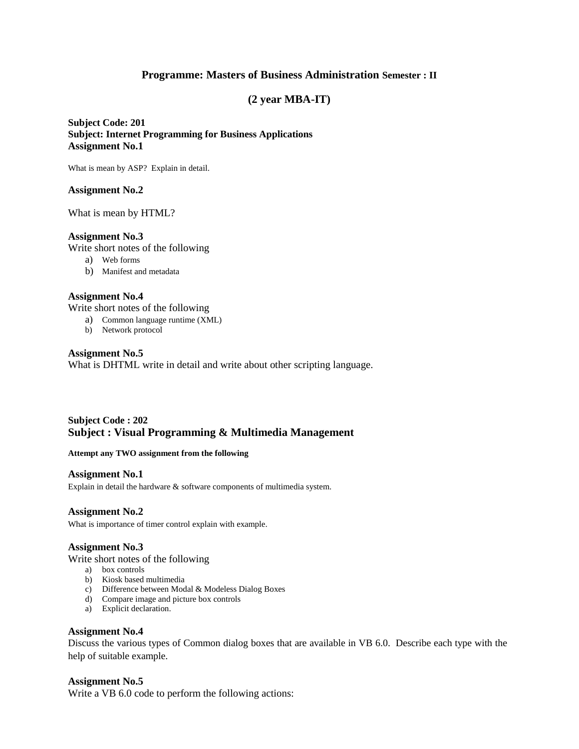## Programme: Masters of Business Administration Semester : II

## (2 year MBA-IT)

**Subject Code: 201**
**Subject: Internet Programming for Business Applications**
**Assignment No.1**

What is mean by ASP? Explain in detail.

**Assignment No.2**

What is mean by HTML?

**Assignment No.3**

Write short notes of the following

a) Web forms
b) Manifest and metadata

**Assignment No.4**

Write short notes of the following

a) Common language runtime (XML)
b) Network protocol

**Assignment No.5**

What is DHTML write in detail and write about other scripting language.

**Subject Code : 202**

### Subject : Visual Programming & Multimedia Management

**Attempt any TWO assignment from the following**

**Assignment No.1**

Explain in detail the hardware & software components of multimedia system.

**Assignment No.2**

What is importance of timer control explain with example.

**Assignment No.3**

Write short notes of the following

a) box controls
b) Kiosk based multimedia
c) Difference between Modal & Modeless Dialog Boxes
d) Compare image and picture box controls
a) Explicit declaration.

**Assignment No.4**

Discuss the various types of Common dialog boxes that are available in VB 6.0. Describe each type with the help of suitable example.

**Assignment No.5**

Write a VB 6.0 code to perform the following actions: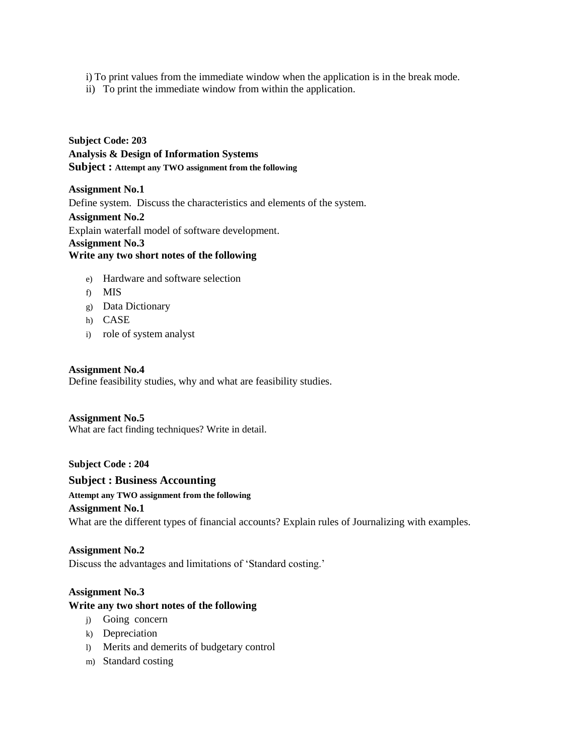i) To print values from the immediate window when the application is in the break mode.
ii) To print the immediate window from within the application.

**Subject Code: 203**
**Analysis & Design of Information Systems**
**Subject : Attempt any TWO assignment from the following**

**Assignment No.1**
Define system. Discuss the characteristics and elements of the system.

**Assignment No.2**
Explain waterfall model of software development.

**Assignment No.3**
**Write any two short notes of the following**

e) Hardware and software selection
f) MIS
g) Data Dictionary
h) CASE
i) role of system analyst

**Assignment No.4**
Define feasibility studies, why and what are feasibility studies.

**Assignment No.5**
What are fact finding techniques? Write in detail.

**Subject Code : 204**

**Subject : Business Accounting**

**Attempt any TWO assignment from the following**

**Assignment No.1**
What are the different types of financial accounts? Explain rules of Journalizing with examples.

**Assignment No.2**
Discuss the advantages and limitations of 'Standard costing.'

**Assignment No.3**
**Write any two short notes of the following**

j) Going concern
k) Depreciation
l) Merits and demerits of budgetary control
m) Standard costing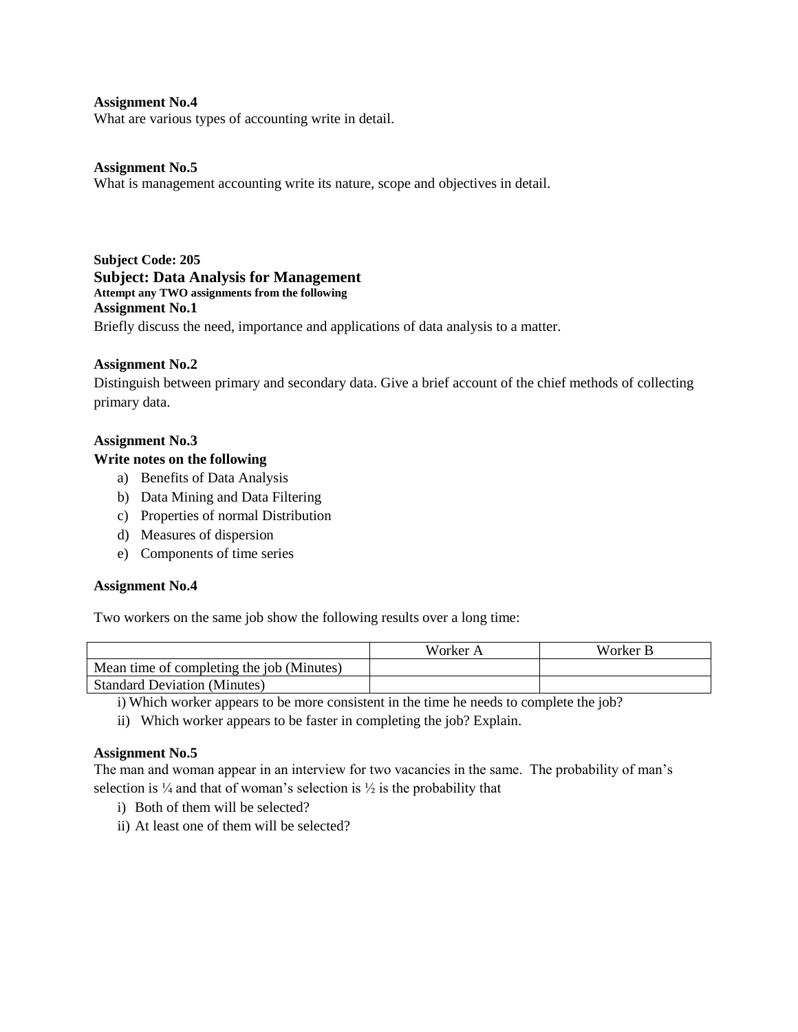**Assignment No.4**

What are various types of accounting write in detail.

**Assignment No.5**

What is management accounting write its nature, scope and objectives in detail.

**Subject Code: 205**

## Subject: Data Analysis for Management

**Attempt any TWO assignments from the following**

**Assignment No.1**

Briefly discuss the need, importance and applications of data analysis to a matter.

**Assignment No.2**

Distinguish between primary and secondary data. Give a brief account of the chief methods of collecting primary data.

**Assignment No.3**

**Write notes on the following**

a) Benefits of Data Analysis
b) Data Mining and Data Filtering
c) Properties of normal Distribution
d) Measures of dispersion
e) Components of time series

**Assignment No.4**

Two workers on the same job show the following results over a long time:

| | Worker A | Worker B |
|---|---|---|
| Mean time of completing the job (Minutes) | | |
| Standard Deviation (Minutes) | | |

i) Which worker appears to be more consistent in the time he needs to complete the job?

ii) Which worker appears to be faster in completing the job? Explain.

**Assignment No.5**

The man and woman appear in an interview for two vacancies in the same. The probability of man's selection is $\frac{1}{4}$ and that of woman's selection is $\frac{1}{2}$ is the probability that

i) Both of them will be selected?

ii) At least one of them will be selected?